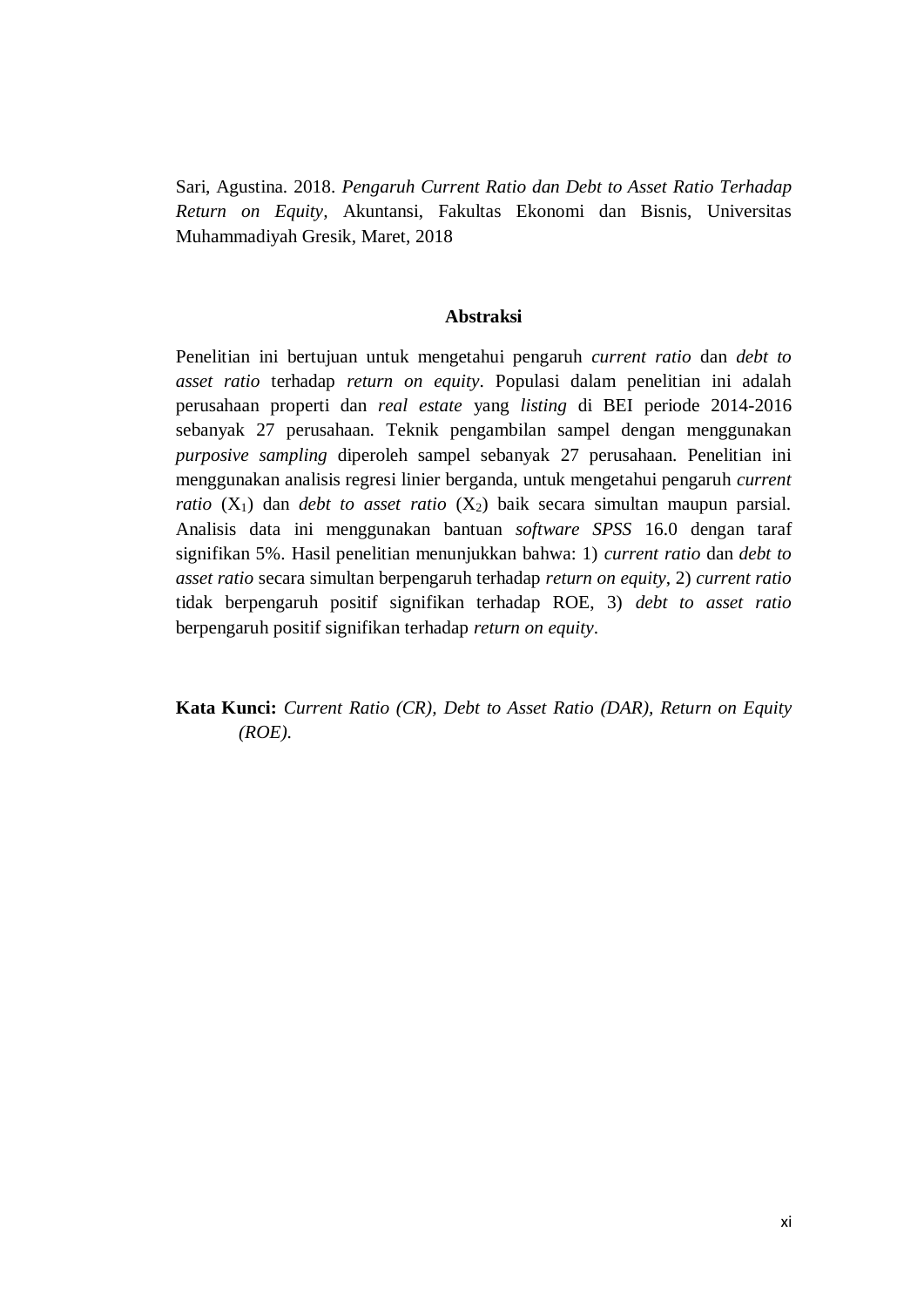Sari, Agustina. 2018. *Pengaruh Current Ratio dan Debt to Asset Ratio Terhadap Return on Equity,* Akuntansi, Fakultas Ekonomi dan Bisnis, Universitas Muhammadiyah Gresik, Maret, 2018

## Abstraksi

Penelitian ini bertujuan untuk mengetahui pengaruh *current ratio* dan *debt to asset ratio* terhadap *return on equity*. Populasi dalam penelitian ini adalah perusahaan properti dan *real estate* yang *listing* di BEI periode 2014-2016 sebanyak 27 perusahaan. Teknik pengambilan sampel dengan menggunakan *purposive sampling* diperoleh sampel sebanyak 27 perusahaan. Penelitian ini menggunakan analisis regresi linier berganda, untuk mengetahui pengaruh *current ratio* ($X_1$) dan *debt to asset ratio* ($X_2$) baik secara simultan maupun parsial. Analisis data ini menggunakan bantuan *software SPSS* 16.0 dengan taraf signifikan 5%. Hasil penelitian menunjukkan bahwa: 1) *current ratio* dan *debt to asset ratio* secara simultan berpengaruh terhadap *return on equity*, 2) *current ratio* tidak berpengaruh positif signifikan terhadap ROE, 3) *debt to asset ratio* berpengaruh positif signifikan terhadap *return on equity*.

**Kata Kunci:** *Current Ratio (CR), Debt to Asset Ratio (DAR), Return on Equity (ROE).*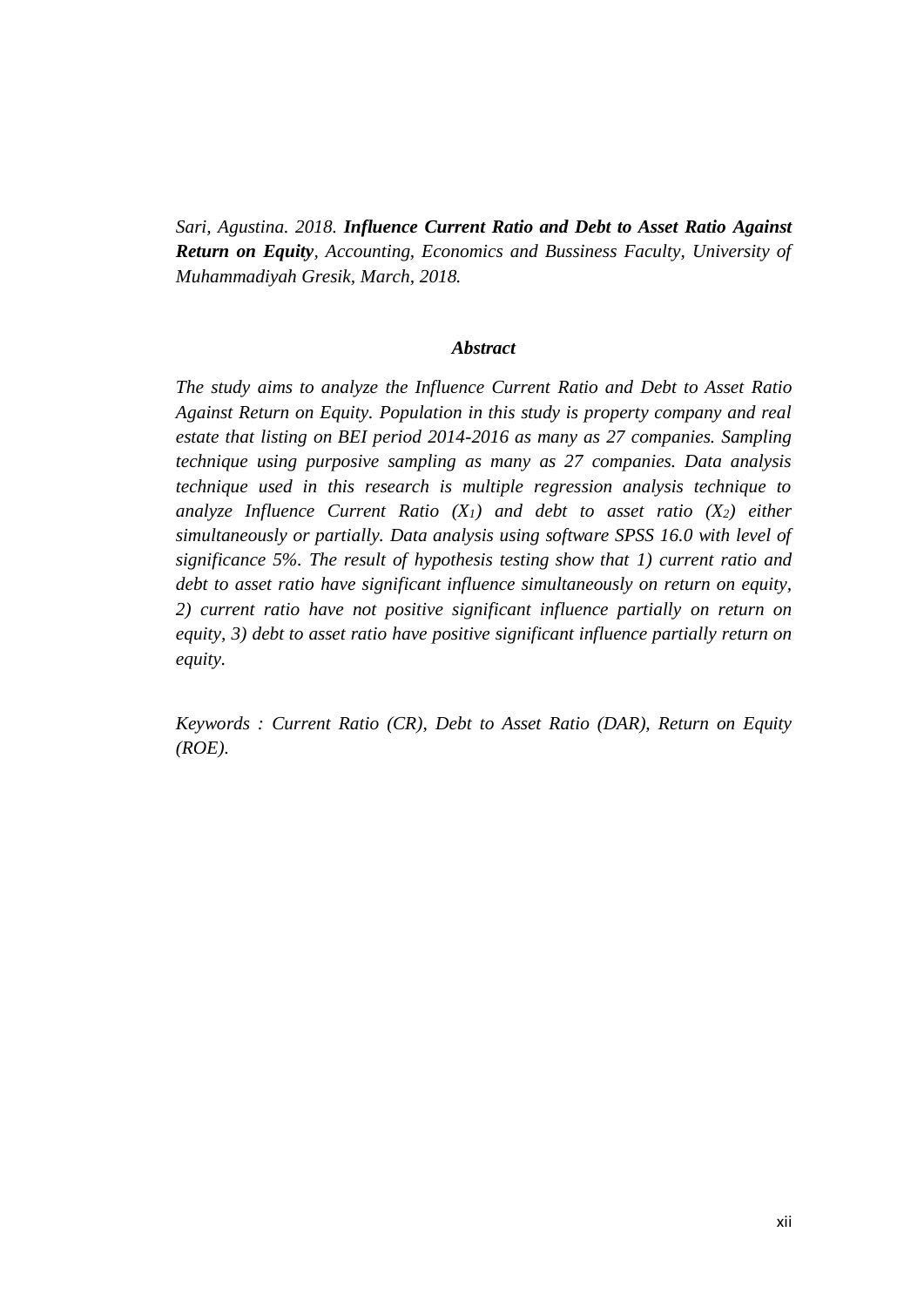*Sari, Agustina. 2018. **Influence Current Ratio and Debt to Asset Ratio Against Return on Equity**, Accounting, Economics and Bussiness Faculty, University of Muhammadiyah Gresik, March, 2018.*

## *Abstract*

*The study aims to analyze the Influence Current Ratio and Debt to Asset Ratio Against Return on Equity. Population in this study is property company and real estate that listing on BEI period 2014-2016 as many as 27 companies. Sampling technique using purposive sampling as many as 27 companies. Data analysis technique used in this research is multiple regression analysis technique to analyze Influence Current Ratio ($X_1$) and debt to asset ratio ($X_2$) either simultaneously or partially. Data analysis using software SPSS 16.0 with level of significance 5%. The result of hypothesis testing show that 1) current ratio and debt to asset ratio have significant influence simultaneously on return on equity, 2) current ratio have not positive significant influence partially on return on equity, 3) debt to asset ratio have positive significant influence partially return on equity.*

*Keywords : Current Ratio (CR), Debt to Asset Ratio (DAR), Return on Equity (ROE).*